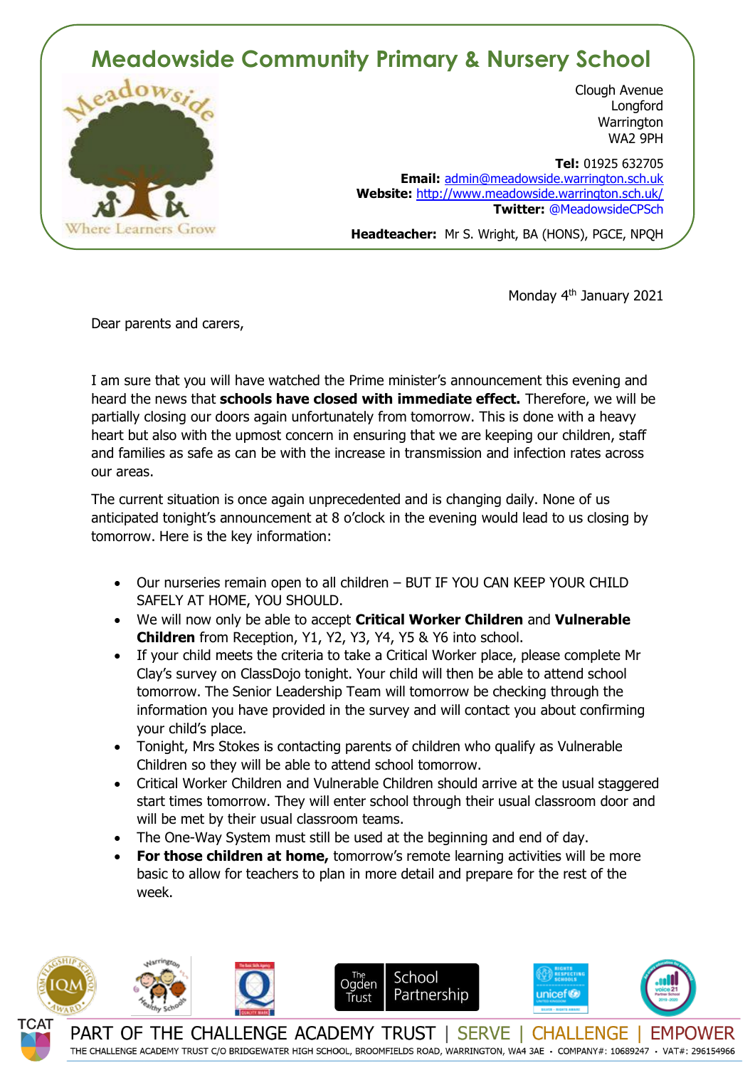# Meadowside Community Primary & Nursery School

Clough Avenue
Longford
Warrington
WA2 9PH

**Tel:** 01925 632705
**Email:** admin@meadowside.warrington.sch.uk
**Website:** http://www.meadowside.warrington.sch.uk/
**Twitter:** @MeadowsideCPSch

**Headteacher:** Mr S. Wright, BA (HONS), PGCE, NPQH

Monday 4th January 2021

Dear parents and carers,

I am sure that you will have watched the Prime minister's announcement this evening and heard the news that **schools have closed with immediate effect.** Therefore, we will be partially closing our doors again unfortunately from tomorrow. This is done with a heavy heart but also with the upmost concern in ensuring that we are keeping our children, staff and families as safe as can be with the increase in transmission and infection rates across our areas.

The current situation is once again unprecedented and is changing daily. None of us anticipated tonight's announcement at 8 o'clock in the evening would lead to us closing by tomorrow. Here is the key information:

- Our nurseries remain open to all children – BUT IF YOU CAN KEEP YOUR CHILD SAFELY AT HOME, YOU SHOULD.
- We will now only be able to accept **Critical Worker Children** and **Vulnerable Children** from Reception, Y1, Y2, Y3, Y4, Y5 & Y6 into school.
- If your child meets the criteria to take a Critical Worker place, please complete Mr Clay's survey on ClassDojo tonight. Your child will then be able to attend school tomorrow. The Senior Leadership Team will tomorrow be checking through the information you have provided in the survey and will contact you about confirming your child's place.
- Tonight, Mrs Stokes is contacting parents of children who qualify as Vulnerable Children so they will be able to attend school tomorrow.
- Critical Worker Children and Vulnerable Children should arrive at the usual staggered start times tomorrow. They will enter school through their usual classroom door and will be met by their usual classroom teams.
- The One-Way System must still be used at the beginning and end of day.
- **For those children at home,** tomorrow's remote learning activities will be more basic to allow for teachers to plan in more detail and prepare for the rest of the week.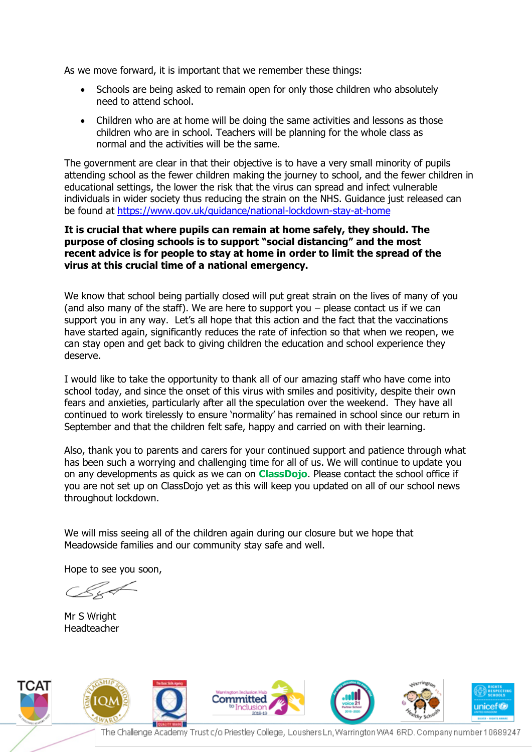As we move forward, it is important that we remember these things:

- Schools are being asked to remain open for only those children who absolutely need to attend school.
- Children who are at home will be doing the same activities and lessons as those children who are in school. Teachers will be planning for the whole class as normal and the activities will be the same.

The government are clear in that their objective is to have a very small minority of pupils attending school as the fewer children making the journey to school, and the fewer children in educational settings, the lower the risk that the virus can spread and infect vulnerable individuals in wider society thus reducing the strain on the NHS. Guidance just released can be found at https://www.gov.uk/guidance/national-lockdown-stay-at-home

**It is crucial that where pupils can remain at home safely, they should. The purpose of closing schools is to support "social distancing" and the most recent advice is for people to stay at home in order to limit the spread of the virus at this crucial time of a national emergency.**

We know that school being partially closed will put great strain on the lives of many of you (and also many of the staff). We are here to support you – please contact us if we can support you in any way. Let's all hope that this action and the fact that the vaccinations have started again, significantly reduces the rate of infection so that when we reopen, we can stay open and get back to giving children the education and school experience they deserve.

I would like to take the opportunity to thank all of our amazing staff who have come into school today, and since the onset of this virus with smiles and positivity, despite their own fears and anxieties, particularly after all the speculation over the weekend. They have all continued to work tirelessly to ensure 'normality' has remained in school since our return in September and that the children felt safe, happy and carried on with their learning.

Also, thank you to parents and carers for your continued support and patience through what has been such a worrying and challenging time for all of us. We will continue to update you on any developments as quick as we can on **ClassDojo**. Please contact the school office if you are not set up on ClassDojo yet as this will keep you updated on all of our school news throughout lockdown.

We will miss seeing all of the children again during our closure but we hope that Meadowside families and our community stay safe and well.

Hope to see you soon,

Mr S Wright
Headteacher

The Challenge Academy Trust c/o Priestley College, Loushers Ln, Warrington WA4 6RD. Company number 10689247